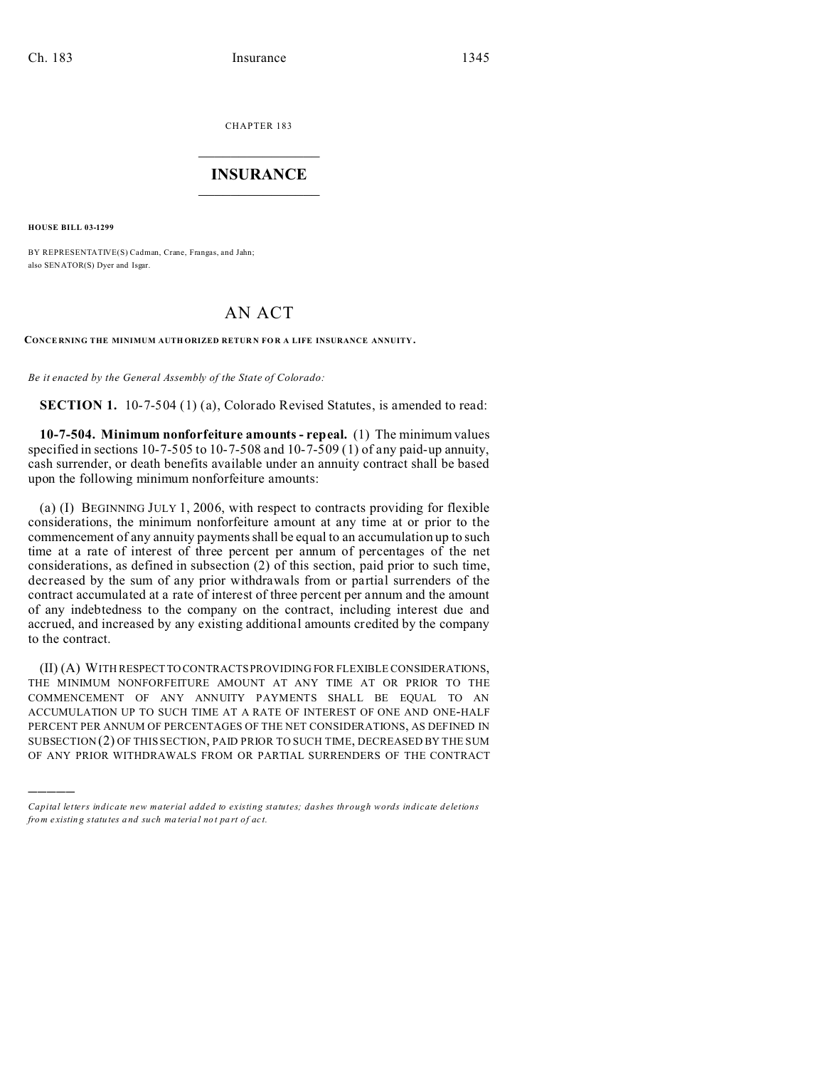CHAPTER 183

# INSURANCE

**HOUSE BILL 03-1299**

BY REPRESENTATIVE(S) Cadman, Crane, Frangas, and Jahn;
also SENATOR(S) Dyer and Isgar.

# AN ACT

**CONCERNING THE MINIMUM AUTHORIZED RETURN FOR A LIFE INSURANCE ANNUITY.**

*Be it enacted by the General Assembly of the State of Colorado:*

**SECTION 1.** 10-7-504 (1) (a), Colorado Revised Statutes, is amended to read:

**10-7-504. Minimum nonforfeiture amounts - repeal.** (1) The minimum values specified in sections 10-7-505 to 10-7-508 and 10-7-509 (1) of any paid-up annuity, cash surrender, or death benefits available under an annuity contract shall be based upon the following minimum nonforfeiture amounts:

(a) (I) BEGINNING JULY 1, 2006, with respect to contracts providing for flexible considerations, the minimum nonforfeiture amount at any time at or prior to the commencement of any annuity payments shall be equal to an accumulation up to such time at a rate of interest of three percent per annum of percentages of the net considerations, as defined in subsection (2) of this section, paid prior to such time, decreased by the sum of any prior withdrawals from or partial surrenders of the contract accumulated at a rate of interest of three percent per annum and the amount of any indebtedness to the company on the contract, including interest due and accrued, and increased by any existing additional amounts credited by the company to the contract.

(II) (A) WITH RESPECT TO CONTRACTS PROVIDING FOR FLEXIBLE CONSIDERATIONS, THE MINIMUM NONFORFEITURE AMOUNT AT ANY TIME AT OR PRIOR TO THE COMMENCEMENT OF ANY ANNUITY PAYMENTS SHALL BE EQUAL TO AN ACCUMULATION UP TO SUCH TIME AT A RATE OF INTEREST OF ONE AND ONE-HALF PERCENT PER ANNUM OF PERCENTAGES OF THE NET CONSIDERATIONS, AS DEFINED IN SUBSECTION (2) OF THIS SECTION, PAID PRIOR TO SUCH TIME, DECREASED BY THE SUM OF ANY PRIOR WITHDRAWALS FROM OR PARTIAL SURRENDERS OF THE CONTRACT

---

*Capital letters indicate new material added to existing statutes; dashes through words indicate deletions from existing statutes and such material not part of act.*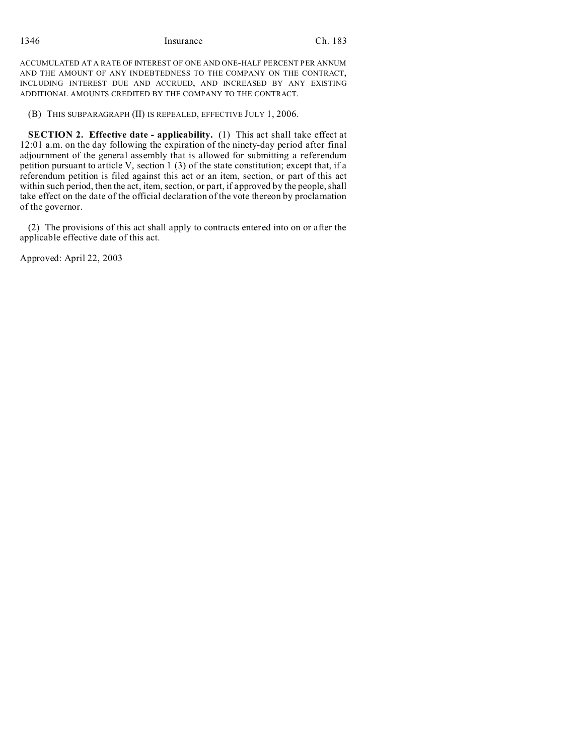ACCUMULATED AT A RATE OF INTEREST OF ONE AND ONE-HALF PERCENT PER ANNUM AND THE AMOUNT OF ANY INDEBTEDNESS TO THE COMPANY ON THE CONTRACT, INCLUDING INTEREST DUE AND ACCRUED, AND INCREASED BY ANY EXISTING ADDITIONAL AMOUNTS CREDITED BY THE COMPANY TO THE CONTRACT.

(B) THIS SUBPARAGRAPH (II) IS REPEALED, EFFECTIVE JULY 1, 2006.

**SECTION 2. Effective date - applicability.** (1) This act shall take effect at 12:01 a.m. on the day following the expiration of the ninety-day period after final adjournment of the general assembly that is allowed for submitting a referendum petition pursuant to article V, section 1 (3) of the state constitution; except that, if a referendum petition is filed against this act or an item, section, or part of this act within such period, then the act, item, section, or part, if approved by the people, shall take effect on the date of the official declaration of the vote thereon by proclamation of the governor.

(2) The provisions of this act shall apply to contracts entered into on or after the applicable effective date of this act.

Approved: April 22, 2003